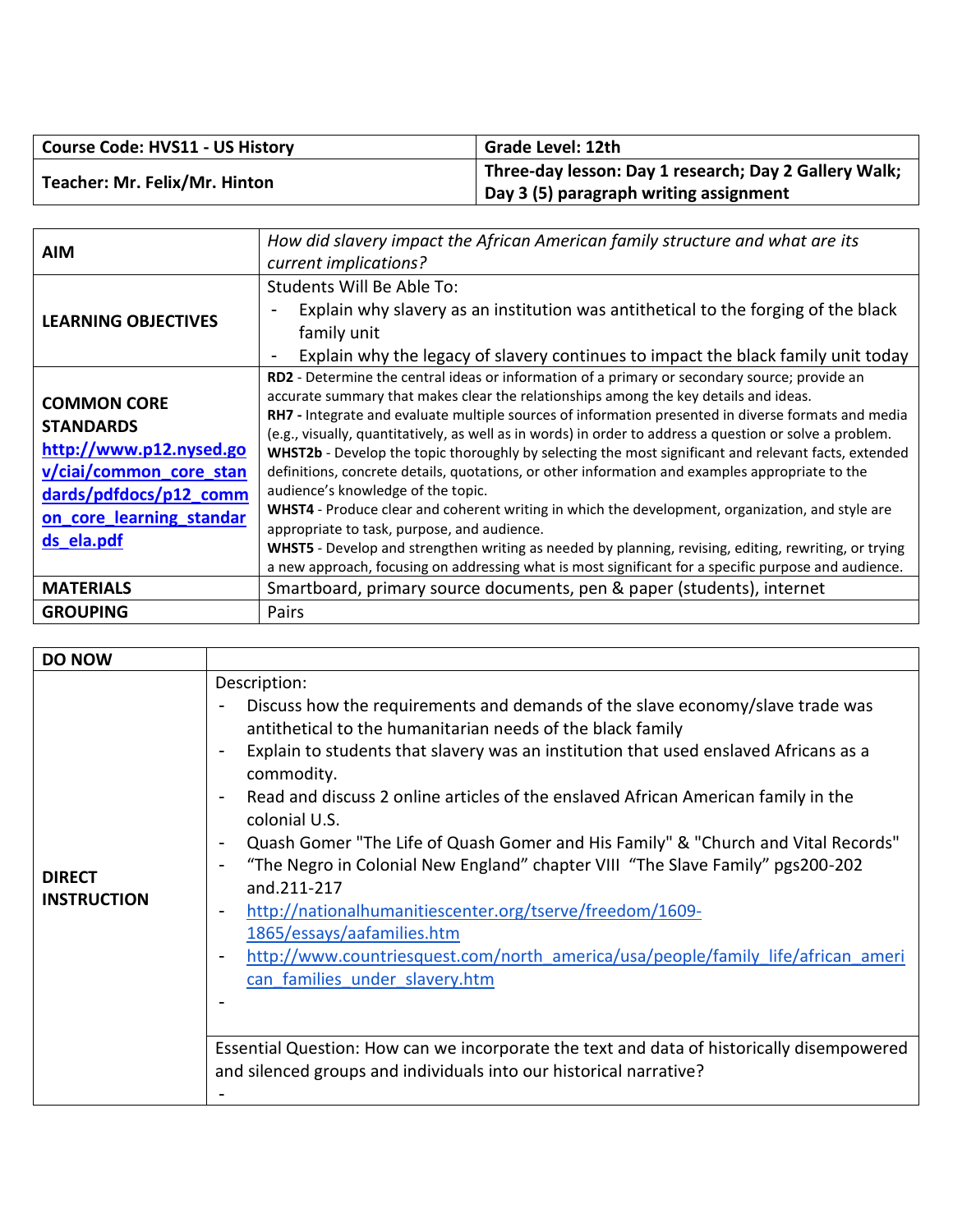| Course Code: HVS11 - US History | Grade Level: 12th |
| --- | --- |
| **Teacher: Mr. Felix/Mr. Hinton** | **Three-day lesson: Day 1 research; Day 2 Gallery Walk; Day 3 (5) paragraph writing assignment** |

| | |
| --- | --- |
| **AIM** | *How did slavery impact the African American family structure and what are its current implications?* |
| **LEARNING OBJECTIVES** | Students Will Be Able To:<br>- Explain why slavery as an institution was antithetical to the forging of the black family unit<br>- Explain why the legacy of slavery continues to impact the black family unit today |
| **COMMON CORE STANDARDS** [http://www.p12.nysed.gov/ciai/common_core_standards/pdfdocs/p12_common_core_learning_standards_ela.pdf](http://www.p12.nysed.gov/ciai/common_core_standards/pdfdocs/p12_common_core_learning_standards_ela.pdf) | **RD2** - Determine the central ideas or information of a primary or secondary source; provide an accurate summary that makes clear the relationships among the key details and ideas.<br>**RH7 -** Integrate and evaluate multiple sources of information presented in diverse formats and media (e.g., visually, quantitatively, as well as in words) in order to address a question or solve a problem.<br>**WHST2b** - Develop the topic thoroughly by selecting the most significant and relevant facts, extended definitions, concrete details, quotations, or other information and examples appropriate to the audience's knowledge of the topic.<br>**WHST4** - Produce clear and coherent writing in which the development, organization, and style are appropriate to task, purpose, and audience.<br>**WHST5** - Develop and strengthen writing as needed by planning, revising, editing, rewriting, or trying a new approach, focusing on addressing what is most significant for a specific purpose and audience. |
| **MATERIALS** | Smartboard, primary source documents, pen & paper (students), internet |
| **GROUPING** | Pairs |

| | |
| --- | --- |
| **DO NOW** | |
| **DIRECT INSTRUCTION** | Description:<br>- Discuss how the requirements and demands of the slave economy/slave trade was antithetical to the humanitarian needs of the black family<br>- Explain to students that slavery was an institution that used enslaved Africans as a commodity.<br>- Read and discuss 2 online articles of the enslaved African American family in the colonial U.S.<br>- Quash Gomer "The Life of Quash Gomer and His Family" & "Church and Vital Records"<br>- "The Negro in Colonial New England" chapter VIII "The Slave Family" pgs200-202 and.211-217<br>- [http://nationalhumanitiescenter.org/tserve/freedom/1609-1865/essays/aafamilies.htm](http://nationalhumanitiescenter.org/tserve/freedom/1609-1865/essays/aafamilies.htm)<br>- [http://www.countriesquest.com/north_america/usa/people/family_life/african_american_families_under_slavery.htm](http://www.countriesquest.com/north_america/usa/people/family_life/african_american_families_under_slavery.htm)<br>-<br><br>Essential Question: How can we incorporate the text and data of historically disempowered and silenced groups and individuals into our historical narrative?<br>- |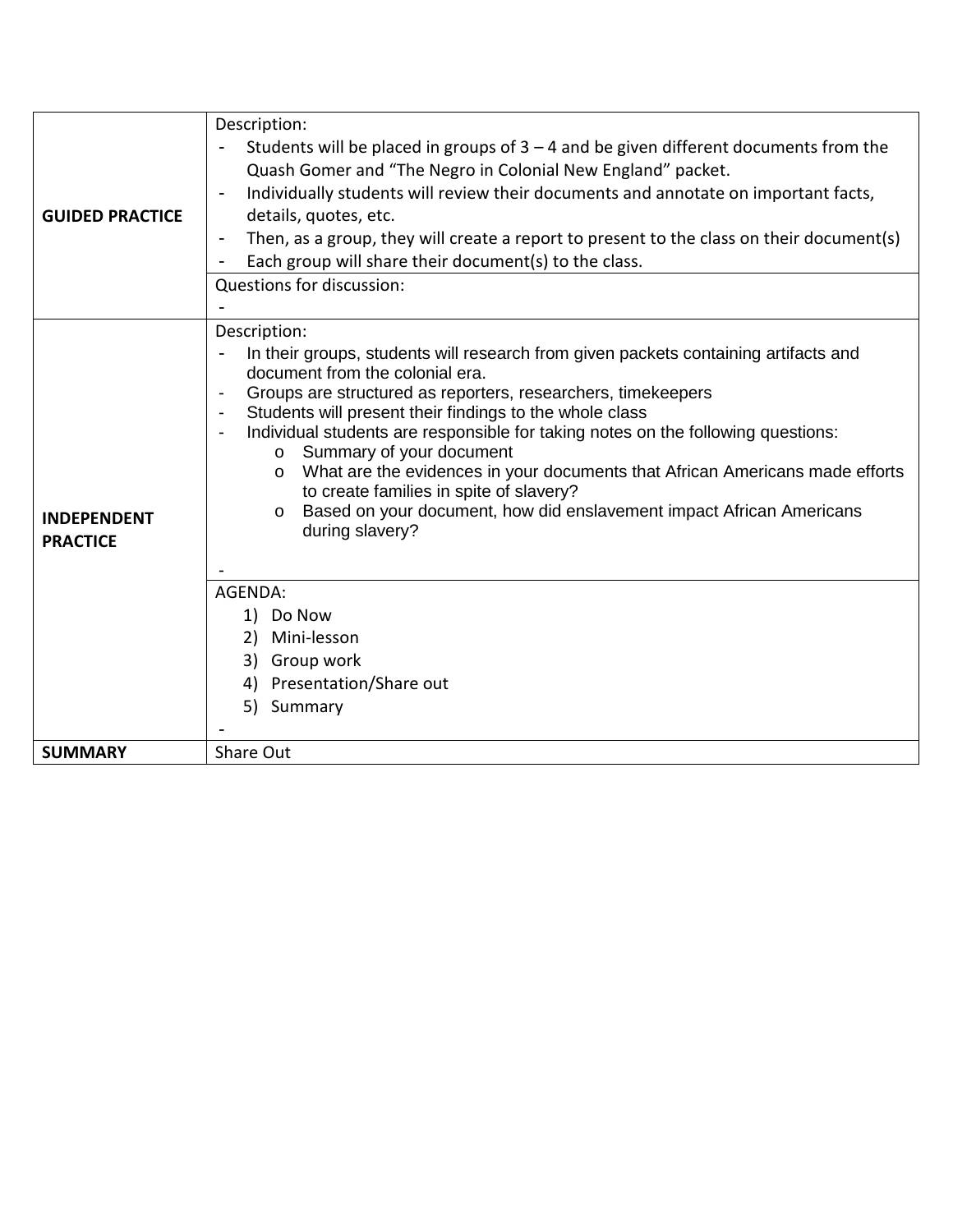| | |
|---|---|
| **GUIDED PRACTICE** | Description:<br>- Students will be placed in groups of 3 – 4 and be given different documents from the Quash Gomer and "The Negro in Colonial New England" packet.<br>- Individually students will review their documents and annotate on important facts, details, quotes, etc.<br>- Then, as a group, they will create a report to present to the class on their document(s)<br>- Each group will share their document(s) to the class. |
| | Questions for discussion:<br>- |
| **INDEPENDENT PRACTICE** | Description:<br>- In their groups, students will research from given packets containing artifacts and document from the colonial era.<br>- Groups are structured as reporters, researchers, timekeepers<br>- Students will present their findings to the whole class<br>- Individual students are responsible for taking notes on the following questions:<br>&nbsp;&nbsp;&nbsp;&nbsp;o Summary of your document<br>&nbsp;&nbsp;&nbsp;&nbsp;o What are the evidences in your documents that African Americans made efforts to create families in spite of slavery?<br>&nbsp;&nbsp;&nbsp;&nbsp;o Based on your document, how did enslavement impact African Americans during slavery?<br><br>- |
| | AGENDA:<br>1) Do Now<br>2) Mini-lesson<br>3) Group work<br>4) Presentation/Share out<br>5) Summary<br>- |
| **SUMMARY** | Share Out |